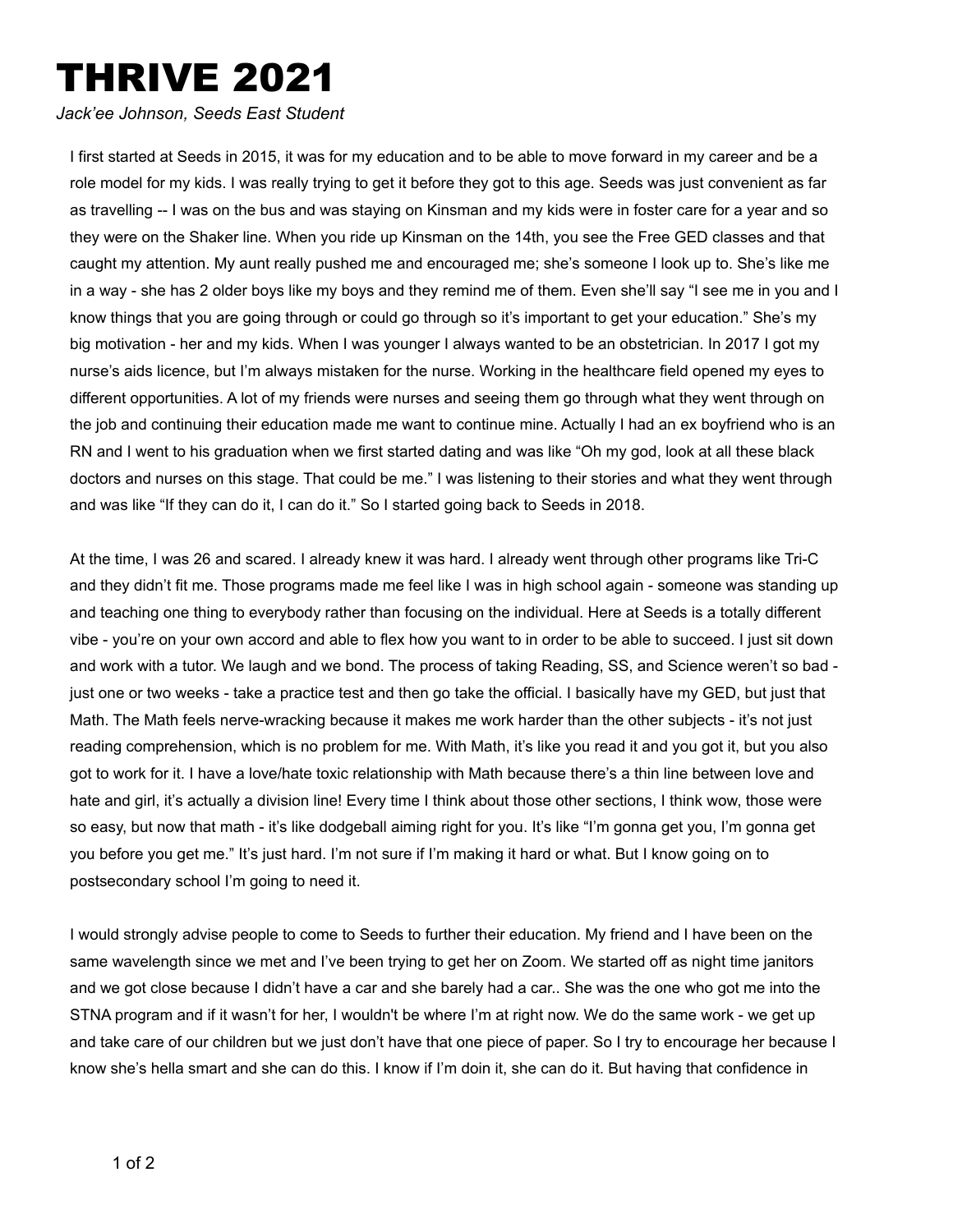# THRIVE 2021

*Jack'ee Johnson, Seeds East Student*

I first started at Seeds in 2015, it was for my education and to be able to move forward in my career and be a role model for my kids. I was really trying to get it before they got to this age. Seeds was just convenient as far as travelling -- I was on the bus and was staying on Kinsman and my kids were in foster care for a year and so they were on the Shaker line. When you ride up Kinsman on the 14th, you see the Free GED classes and that caught my attention. My aunt really pushed me and encouraged me; she's someone I look up to. She's like me in a way - she has 2 older boys like my boys and they remind me of them. Even she'll say "I see me in you and I know things that you are going through or could go through so it's important to get your education." She's my big motivation - her and my kids. When I was younger I always wanted to be an obstetrician. In 2017 I got my nurse's aids licence, but I'm always mistaken for the nurse. Working in the healthcare field opened my eyes to different opportunities. A lot of my friends were nurses and seeing them go through what they went through on the job and continuing their education made me want to continue mine. Actually I had an ex boyfriend who is an RN and I went to his graduation when we first started dating and was like "Oh my god, look at all these black doctors and nurses on this stage. That could be me." I was listening to their stories and what they went through and was like "If they can do it, I can do it." So I started going back to Seeds in 2018.

At the time, I was 26 and scared. I already knew it was hard. I already went through other programs like Tri-C and they didn't fit me. Those programs made me feel like I was in high school again - someone was standing up and teaching one thing to everybody rather than focusing on the individual. Here at Seeds is a totally different vibe - you're on your own accord and able to flex how you want to in order to be able to succeed. I just sit down and work with a tutor. We laugh and we bond. The process of taking Reading, SS, and Science weren't so bad - just one or two weeks - take a practice test and then go take the official. I basically have my GED, but just that Math. The Math feels nerve-wracking because it makes me work harder than the other subjects - it's not just reading comprehension, which is no problem for me. With Math, it's like you read it and you got it, but you also got to work for it. I have a love/hate toxic relationship with Math because there's a thin line between love and hate and girl, it's actually a division line! Every time I think about those other sections, I think wow, those were so easy, but now that math - it's like dodgeball aiming right for you. It's like "I'm gonna get you, I'm gonna get you before you get me." It's just hard. I'm not sure if I'm making it hard or what. But I know going on to postsecondary school I'm going to need it.

I would strongly advise people to come to Seeds to further their education. My friend and I have been on the same wavelength since we met and I've been trying to get her on Zoom. We started off as night time janitors and we got close because I didn't have a car and she barely had a car.. She was the one who got me into the STNA program and if it wasn't for her, I wouldn't be where I'm at right now. We do the same work - we get up and take care of our children but we just don't have that one piece of paper. So I try to encourage her because I know she's hella smart and she can do this. I know if I'm doin it, she can do it. But having that confidence in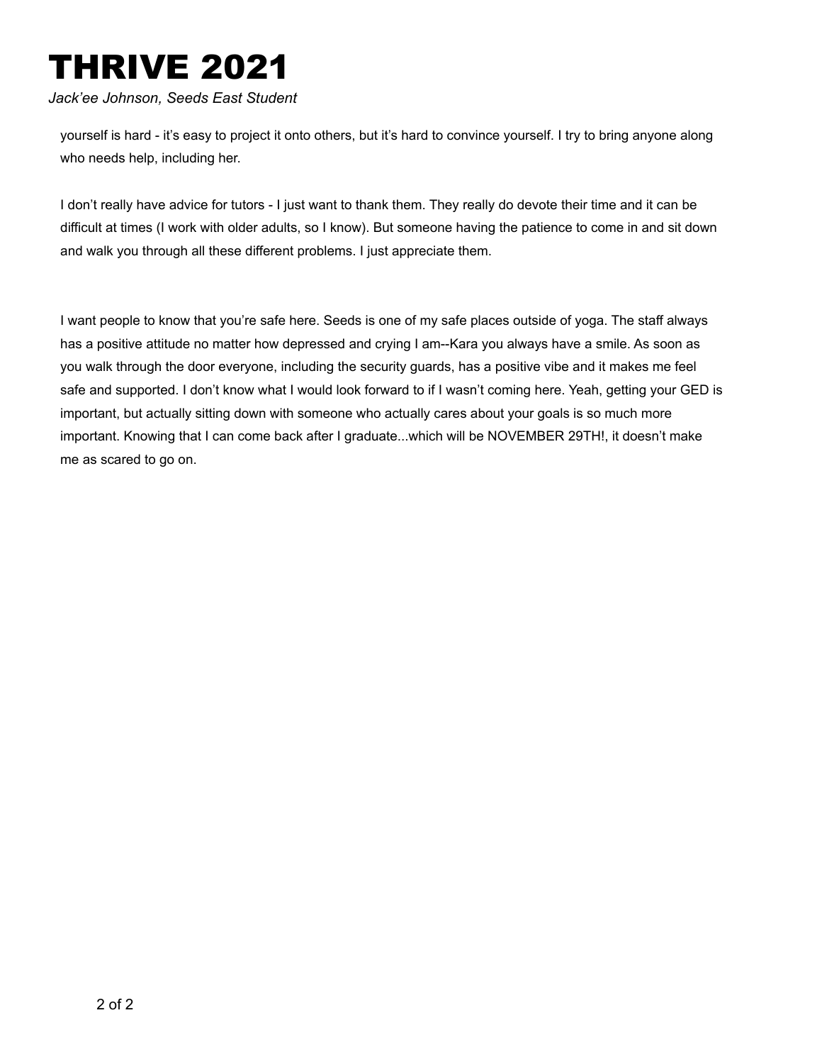yourself is hard - it's easy to project it onto others, but it's hard to convince yourself. I try to bring anyone along who needs help, including her.

I don't really have advice for tutors - I just want to thank them. They really do devote their time and it can be difficult at times (I work with older adults, so I know). But someone having the patience to come in and sit down and walk you through all these different problems. I just appreciate them.

I want people to know that you're safe here. Seeds is one of my safe places outside of yoga. The staff always has a positive attitude no matter how depressed and crying I am--Kara you always have a smile. As soon as you walk through the door everyone, including the security guards, has a positive vibe and it makes me feel safe and supported. I don't know what I would look forward to if I wasn't coming here. Yeah, getting your GED is important, but actually sitting down with someone who actually cares about your goals is so much more important. Knowing that I can come back after I graduate...which will be NOVEMBER 29TH!, it doesn't make me as scared to go on.